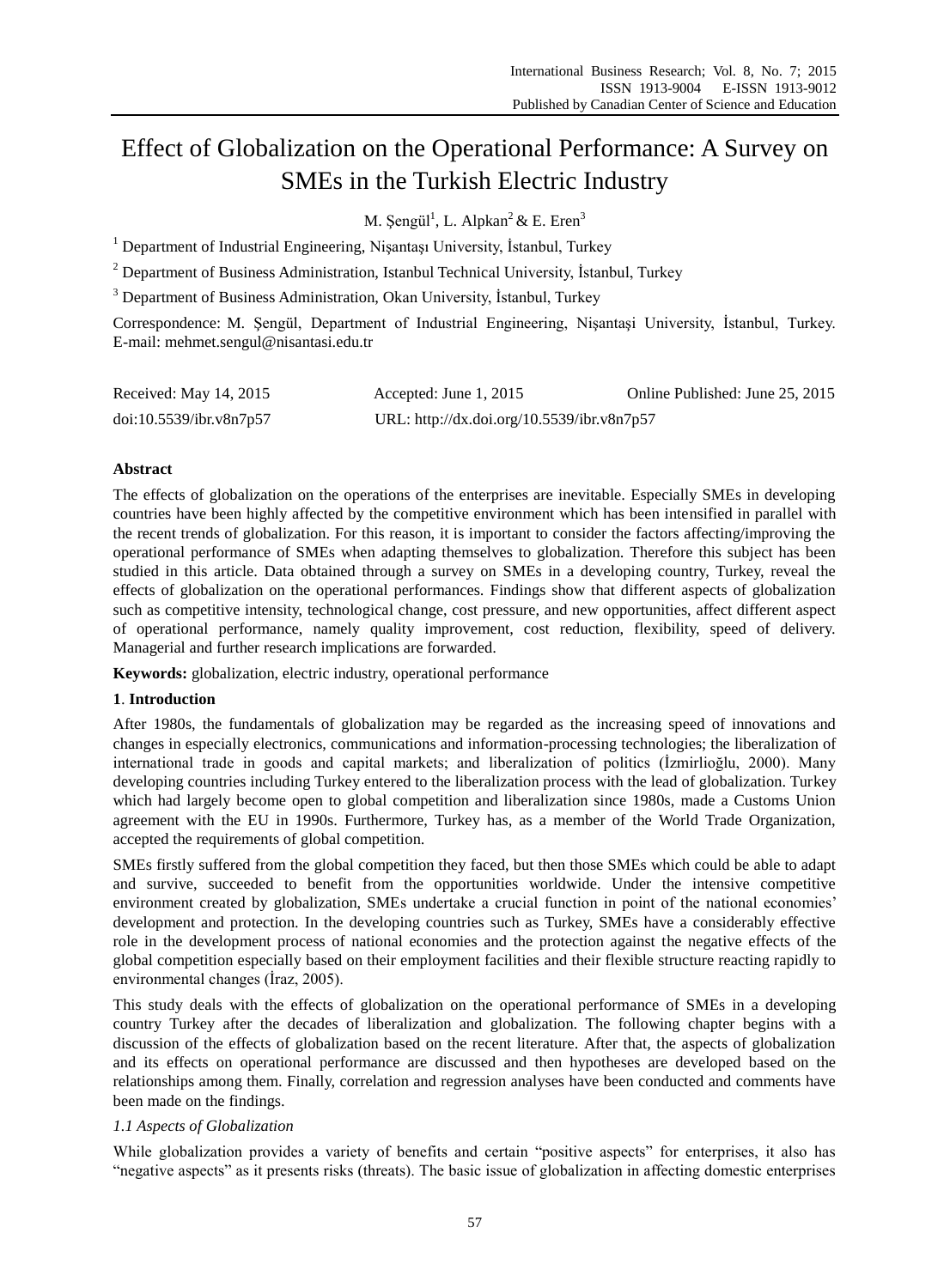# Effect of Globalization on the Operational Performance: A Survey on SMEs in the Turkish Electric Industry

M. Şengül[1], L. Alpkan[2] & E. Eren[3]

[1] Department of Industrial Engineering, Nişantaşı University, İstanbul, Turkey

[2] Department of Business Administration, Istanbul Technical University, İstanbul, Turkey

[3] Department of Business Administration, Okan University, İstanbul, Turkey

Correspondence: M. Şengül, Department of Industrial Engineering, Nişantaşi University, İstanbul, Turkey. E-mail: mehmet.sengul@nisantasi.edu.tr

Received: May 14, 2015 Accepted: June 1, 2015 Online Published: June 25, 2015

doi:10.5539/ibr.v8n7p57 URL: http://dx.doi.org/10.5539/ibr.v8n7p57

## Abstract

The effects of globalization on the operations of the enterprises are inevitable. Especially SMEs in developing countries have been highly affected by the competitive environment which has been intensified in parallel with the recent trends of globalization. For this reason, it is important to consider the factors affecting/improving the operational performance of SMEs when adapting themselves to globalization. Therefore this subject has been studied in this article. Data obtained through a survey on SMEs in a developing country, Turkey, reveal the effects of globalization on the operational performances. Findings show that different aspects of globalization such as competitive intensity, technological change, cost pressure, and new opportunities, affect different aspect of operational performance, namely quality improvement, cost reduction, flexibility, speed of delivery. Managerial and further research implications are forwarded.

**Keywords:** globalization, electric industry, operational performance

## 1. Introduction

After 1980s, the fundamentals of globalization may be regarded as the increasing speed of innovations and changes in especially electronics, communications and information-processing technologies; the liberalization of international trade in goods and capital markets; and liberalization of politics (İzmirlioğlu, 2000). Many developing countries including Turkey entered to the liberalization process with the lead of globalization. Turkey which had largely become open to global competition and liberalization since 1980s, made a Customs Union agreement with the EU in 1990s. Furthermore, Turkey has, as a member of the World Trade Organization, accepted the requirements of global competition.

SMEs firstly suffered from the global competition they faced, but then those SMEs which could be able to adapt and survive, succeeded to benefit from the opportunities worldwide. Under the intensive competitive environment created by globalization, SMEs undertake a crucial function in point of the national economies' development and protection. In the developing countries such as Turkey, SMEs have a considerably effective role in the development process of national economies and the protection against the negative effects of the global competition especially based on their employment facilities and their flexible structure reacting rapidly to environmental changes (İraz, 2005).

This study deals with the effects of globalization on the operational performance of SMEs in a developing country Turkey after the decades of liberalization and globalization. The following chapter begins with a discussion of the effects of globalization based on the recent literature. After that, the aspects of globalization and its effects on operational performance are discussed and then hypotheses are developed based on the relationships among them. Finally, correlation and regression analyses have been conducted and comments have been made on the findings.

### *1.1 Aspects of Globalization*

While globalization provides a variety of benefits and certain "positive aspects" for enterprises, it also has "negative aspects" as it presents risks (threats). The basic issue of globalization in affecting domestic enterprises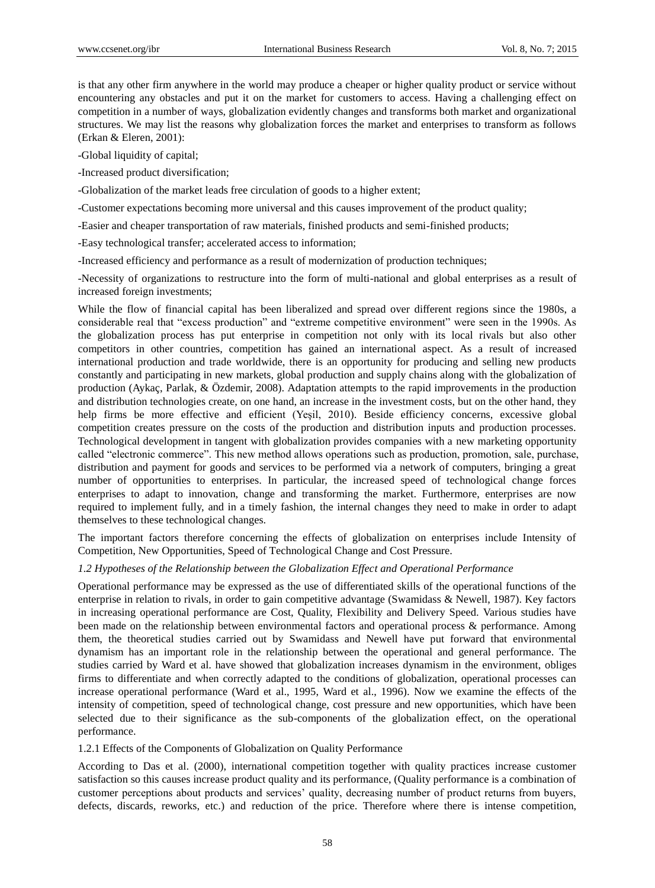is that any other firm anywhere in the world may produce a cheaper or higher quality product or service without encountering any obstacles and put it on the market for customers to access. Having a challenging effect on competition in a number of ways, globalization evidently changes and transforms both market and organizational structures. We may list the reasons why globalization forces the market and enterprises to transform as follows (Erkan & Eleren, 2001):

-Global liquidity of capital;

-Increased product diversification;

-Globalization of the market leads free circulation of goods to a higher extent;

-Customer expectations becoming more universal and this causes improvement of the product quality;

-Easier and cheaper transportation of raw materials, finished products and semi-finished products;

-Easy technological transfer; accelerated access to information;

-Increased efficiency and performance as a result of modernization of production techniques;

-Necessity of organizations to restructure into the form of multi-national and global enterprises as a result of increased foreign investments;

While the flow of financial capital has been liberalized and spread over different regions since the 1980s, a considerable real that "excess production" and "extreme competitive environment" were seen in the 1990s. As the globalization process has put enterprise in competition not only with its local rivals but also other competitors in other countries, competition has gained an international aspect. As a result of increased international production and trade worldwide, there is an opportunity for producing and selling new products constantly and participating in new markets, global production and supply chains along with the globalization of production (Aykaç, Parlak, & Özdemir, 2008). Adaptation attempts to the rapid improvements in the production and distribution technologies create, on one hand, an increase in the investment costs, but on the other hand, they help firms be more effective and efficient (Yeşil, 2010). Beside efficiency concerns, excessive global competition creates pressure on the costs of the production and distribution inputs and production processes. Technological development in tangent with globalization provides companies with a new marketing opportunity called "electronic commerce". This new method allows operations such as production, promotion, sale, purchase, distribution and payment for goods and services to be performed via a network of computers, bringing a great number of opportunities to enterprises. In particular, the increased speed of technological change forces enterprises to adapt to innovation, change and transforming the market. Furthermore, enterprises are now required to implement fully, and in a timely fashion, the internal changes they need to make in order to adapt themselves to these technological changes.

The important factors therefore concerning the effects of globalization on enterprises include Intensity of Competition, New Opportunities, Speed of Technological Change and Cost Pressure.

### *1.2 Hypotheses of the Relationship between the Globalization Effect and Operational Performance*

Operational performance may be expressed as the use of differentiated skills of the operational functions of the enterprise in relation to rivals, in order to gain competitive advantage (Swamidass & Newell, 1987). Key factors in increasing operational performance are Cost, Quality, Flexibility and Delivery Speed. Various studies have been made on the relationship between environmental factors and operational process & performance. Among them, the theoretical studies carried out by Swamidass and Newell have put forward that environmental dynamism has an important role in the relationship between the operational and general performance. The studies carried by Ward et al. have showed that globalization increases dynamism in the environment, obliges firms to differentiate and when correctly adapted to the conditions of globalization, operational processes can increase operational performance (Ward et al., 1995, Ward et al., 1996). Now we examine the effects of the intensity of competition, speed of technological change, cost pressure and new opportunities, which have been selected due to their significance as the sub-components of the globalization effect, on the operational performance.

#### 1.2.1 Effects of the Components of Globalization on Quality Performance

According to Das et al. (2000), international competition together with quality practices increase customer satisfaction so this causes increase product quality and its performance, (Quality performance is a combination of customer perceptions about products and services' quality, decreasing number of product returns from buyers, defects, discards, reworks, etc.) and reduction of the price. Therefore where there is intense competition,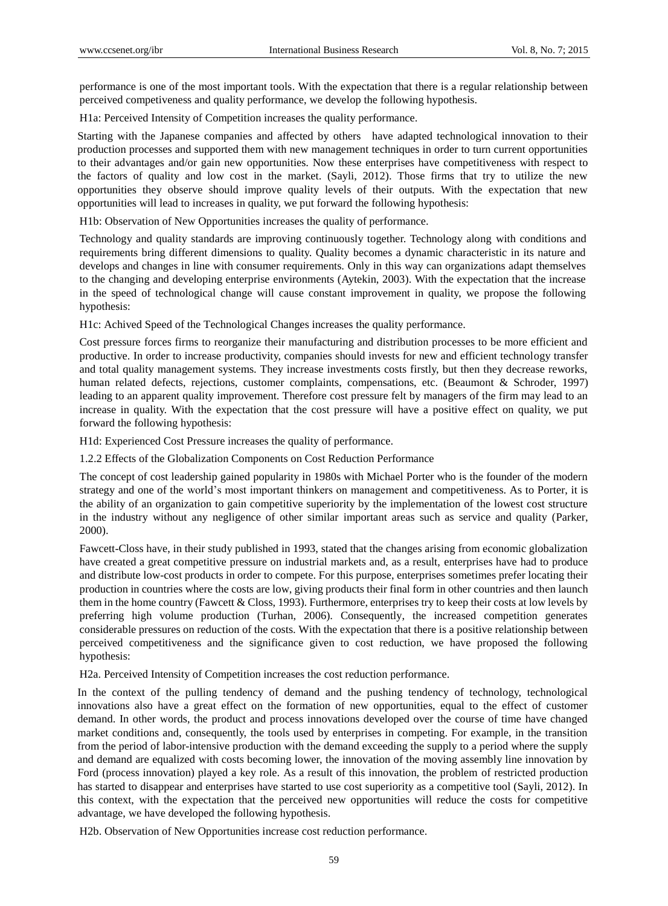performance is one of the most important tools. With the expectation that there is a regular relationship between perceived competiveness and quality performance, we develop the following hypothesis.

H1a: Perceived Intensity of Competition increases the quality performance.

Starting with the Japanese companies and affected by others have adapted technological innovation to their production processes and supported them with new management techniques in order to turn current opportunities to their advantages and/or gain new opportunities. Now these enterprises have competitiveness with respect to the factors of quality and low cost in the market. (Sayli, 2012). Those firms that try to utilize the new opportunities they observe should improve quality levels of their outputs. With the expectation that new opportunities will lead to increases in quality, we put forward the following hypothesis:

H1b: Observation of New Opportunities increases the quality of performance.

Technology and quality standards are improving continuously together. Technology along with conditions and requirements bring different dimensions to quality. Quality becomes a dynamic characteristic in its nature and develops and changes in line with consumer requirements. Only in this way can organizations adapt themselves to the changing and developing enterprise environments (Aytekin, 2003). With the expectation that the increase in the speed of technological change will cause constant improvement in quality, we propose the following hypothesis:

H1c: Achived Speed of the Technological Changes increases the quality performance.

Cost pressure forces firms to reorganize their manufacturing and distribution processes to be more efficient and productive. In order to increase productivity, companies should invests for new and efficient technology transfer and total quality management systems. They increase investments costs firstly, but then they decrease reworks, human related defects, rejections, customer complaints, compensations, etc. (Beaumont & Schroder, 1997) leading to an apparent quality improvement. Therefore cost pressure felt by managers of the firm may lead to an increase in quality. With the expectation that the cost pressure will have a positive effect on quality, we put forward the following hypothesis:

H1d: Experienced Cost Pressure increases the quality of performance.

### 1.2.2 Effects of the Globalization Components on Cost Reduction Performance

The concept of cost leadership gained popularity in 1980s with Michael Porter who is the founder of the modern strategy and one of the world's most important thinkers on management and competitiveness. As to Porter, it is the ability of an organization to gain competitive superiority by the implementation of the lowest cost structure in the industry without any negligence of other similar important areas such as service and quality (Parker, 2000).

Fawcett-Closs have, in their study published in 1993, stated that the changes arising from economic globalization have created a great competitive pressure on industrial markets and, as a result, enterprises have had to produce and distribute low-cost products in order to compete. For this purpose, enterprises sometimes prefer locating their production in countries where the costs are low, giving products their final form in other countries and then launch them in the home country (Fawcett & Closs, 1993). Furthermore, enterprises try to keep their costs at low levels by preferring high volume production (Turhan, 2006). Consequently, the increased competition generates considerable pressures on reduction of the costs. With the expectation that there is a positive relationship between perceived competitiveness and the significance given to cost reduction, we have proposed the following hypothesis:

H2a. Perceived Intensity of Competition increases the cost reduction performance.

In the context of the pulling tendency of demand and the pushing tendency of technology, technological innovations also have a great effect on the formation of new opportunities, equal to the effect of customer demand. In other words, the product and process innovations developed over the course of time have changed market conditions and, consequently, the tools used by enterprises in competing. For example, in the transition from the period of labor-intensive production with the demand exceeding the supply to a period where the supply and demand are equalized with costs becoming lower, the innovation of the moving assembly line innovation by Ford (process innovation) played a key role. As a result of this innovation, the problem of restricted production has started to disappear and enterprises have started to use cost superiority as a competitive tool (Sayli, 2012). In this context, with the expectation that the perceived new opportunities will reduce the costs for competitive advantage, we have developed the following hypothesis.

H2b. Observation of New Opportunities increase cost reduction performance.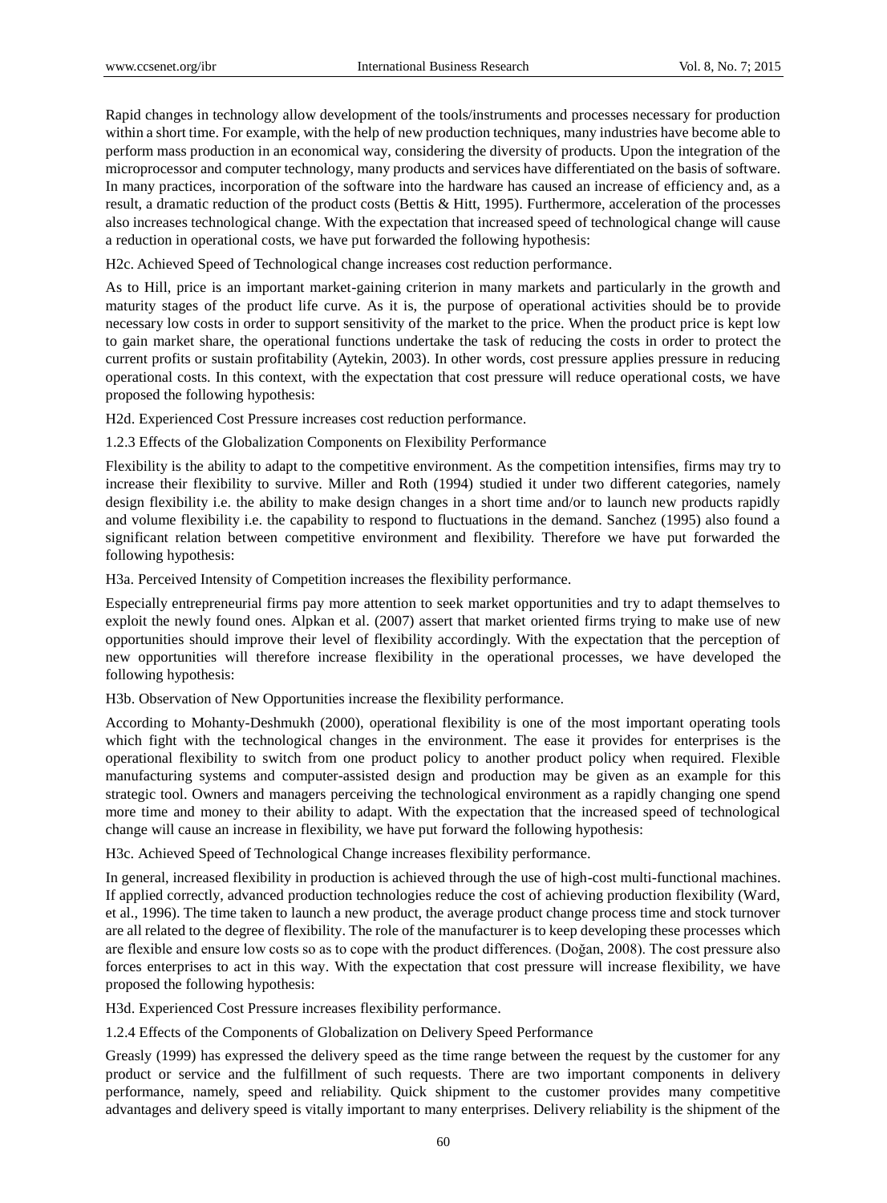Rapid changes in technology allow development of the tools/instruments and processes necessary for production within a short time. For example, with the help of new production techniques, many industries have become able to perform mass production in an economical way, considering the diversity of products. Upon the integration of the microprocessor and computer technology, many products and services have differentiated on the basis of software. In many practices, incorporation of the software into the hardware has caused an increase of efficiency and, as a result, a dramatic reduction of the product costs (Bettis & Hitt, 1995). Furthermore, acceleration of the processes also increases technological change. With the expectation that increased speed of technological change will cause a reduction in operational costs, we have put forwarded the following hypothesis:

H2c. Achieved Speed of Technological change increases cost reduction performance.

As to Hill, price is an important market-gaining criterion in many markets and particularly in the growth and maturity stages of the product life curve. As it is, the purpose of operational activities should be to provide necessary low costs in order to support sensitivity of the market to the price. When the product price is kept low to gain market share, the operational functions undertake the task of reducing the costs in order to protect the current profits or sustain profitability (Aytekin, 2003). In other words, cost pressure applies pressure in reducing operational costs. In this context, with the expectation that cost pressure will reduce operational costs, we have proposed the following hypothesis:

H2d. Experienced Cost Pressure increases cost reduction performance.

### 1.2.3 Effects of the Globalization Components on Flexibility Performance

Flexibility is the ability to adapt to the competitive environment. As the competition intensifies, firms may try to increase their flexibility to survive. Miller and Roth (1994) studied it under two different categories, namely design flexibility i.e. the ability to make design changes in a short time and/or to launch new products rapidly and volume flexibility i.e. the capability to respond to fluctuations in the demand. Sanchez (1995) also found a significant relation between competitive environment and flexibility. Therefore we have put forwarded the following hypothesis:

H3a. Perceived Intensity of Competition increases the flexibility performance.

Especially entrepreneurial firms pay more attention to seek market opportunities and try to adapt themselves to exploit the newly found ones. Alpkan et al. (2007) assert that market oriented firms trying to make use of new opportunities should improve their level of flexibility accordingly. With the expectation that the perception of new opportunities will therefore increase flexibility in the operational processes, we have developed the following hypothesis:

H3b. Observation of New Opportunities increase the flexibility performance.

According to Mohanty-Deshmukh (2000), operational flexibility is one of the most important operating tools which fight with the technological changes in the environment. The ease it provides for enterprises is the operational flexibility to switch from one product policy to another product policy when required. Flexible manufacturing systems and computer-assisted design and production may be given as an example for this strategic tool. Owners and managers perceiving the technological environment as a rapidly changing one spend more time and money to their ability to adapt. With the expectation that the increased speed of technological change will cause an increase in flexibility, we have put forward the following hypothesis:

H3c. Achieved Speed of Technological Change increases flexibility performance.

In general, increased flexibility in production is achieved through the use of high-cost multi-functional machines. If applied correctly, advanced production technologies reduce the cost of achieving production flexibility (Ward, et al., 1996). The time taken to launch a new product, the average product change process time and stock turnover are all related to the degree of flexibility. The role of the manufacturer is to keep developing these processes which are flexible and ensure low costs so as to cope with the product differences. (Doğan, 2008). The cost pressure also forces enterprises to act in this way. With the expectation that cost pressure will increase flexibility, we have proposed the following hypothesis:

H3d. Experienced Cost Pressure increases flexibility performance.

### 1.2.4 Effects of the Components of Globalization on Delivery Speed Performance

Greasly (1999) has expressed the delivery speed as the time range between the request by the customer for any product or service and the fulfillment of such requests. There are two important components in delivery performance, namely, speed and reliability. Quick shipment to the customer provides many competitive advantages and delivery speed is vitally important to many enterprises. Delivery reliability is the shipment of the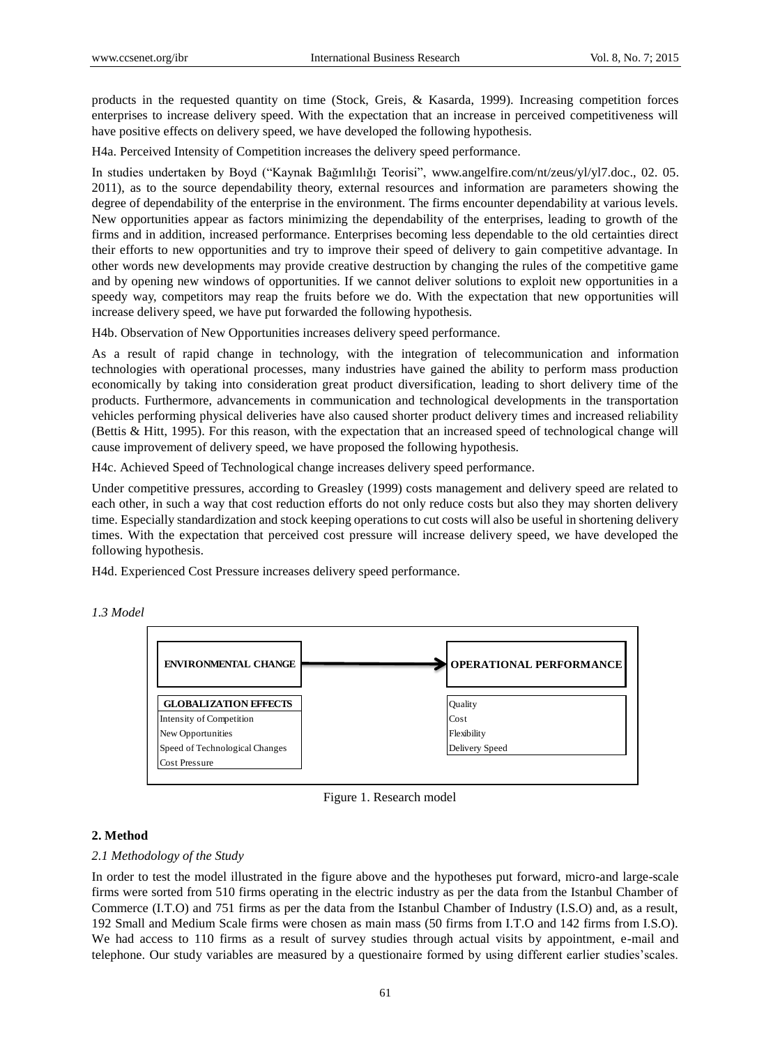products in the requested quantity on time (Stock, Greis, & Kasarda, 1999). Increasing competition forces enterprises to increase delivery speed. With the expectation that an increase in perceived competitiveness will have positive effects on delivery speed, we have developed the following hypothesis.

H4a. Perceived Intensity of Competition increases the delivery speed performance.

In studies undertaken by Boyd ("Kaynak Bağımlılığı Teorisi", www.angelfire.com/nt/zeus/yl/yl7.doc., 02. 05. 2011), as to the source dependability theory, external resources and information are parameters showing the degree of dependability of the enterprise in the environment. The firms encounter dependability at various levels. New opportunities appear as factors minimizing the dependability of the enterprises, leading to growth of the firms and in addition, increased performance. Enterprises becoming less dependable to the old certainties direct their efforts to new opportunities and try to improve their speed of delivery to gain competitive advantage. In other words new developments may provide creative destruction by changing the rules of the competitive game and by opening new windows of opportunities. If we cannot deliver solutions to exploit new opportunities in a speedy way, competitors may reap the fruits before we do. With the expectation that new opportunities will increase delivery speed, we have put forwarded the following hypothesis.

H4b. Observation of New Opportunities increases delivery speed performance.

As a result of rapid change in technology, with the integration of telecommunication and information technologies with operational processes, many industries have gained the ability to perform mass production economically by taking into consideration great product diversification, leading to short delivery time of the products. Furthermore, advancements in communication and technological developments in the transportation vehicles performing physical deliveries have also caused shorter product delivery times and increased reliability (Bettis & Hitt, 1995). For this reason, with the expectation that an increased speed of technological change will cause improvement of delivery speed, we have proposed the following hypothesis.

H4c. Achieved Speed of Technological change increases delivery speed performance.

Under competitive pressures, according to Greasley (1999) costs management and delivery speed are related to each other, in such a way that cost reduction efforts do not only reduce costs but also they may shorten delivery time. Especially standardization and stock keeping operations to cut costs will also be useful in shortening delivery times. With the expectation that perceived cost pressure will increase delivery speed, we have developed the following hypothesis.

H4d. Experienced Cost Pressure increases delivery speed performance.

*1.3 Model*

ENVIRONMENTAL CHANGE → OPERATIONAL PERFORMANCE

GLOBALIZATION EFFECTS
Intensity of Competition
New Opportunities
Speed of Technological Changes
Cost Pressure

Quality
Cost
Flexibility
Delivery Speed

Figure 1. Research model

## 2. Method

### *2.1 Methodology of the Study*

In order to test the model illustrated in the figure above and the hypotheses put forward, micro-and large-scale firms were sorted from 510 firms operating in the electric industry as per the data from the Istanbul Chamber of Commerce (I.T.O) and 751 firms as per the data from the Istanbul Chamber of Industry (I.S.O) and, as a result, 192 Small and Medium Scale firms were chosen as main mass (50 firms from I.T.O and 142 firms from I.S.O). We had access to 110 firms as a result of survey studies through actual visits by appointment, e-mail and telephone. Our study variables are measured by a questionaire formed by using different earlier studies'scales.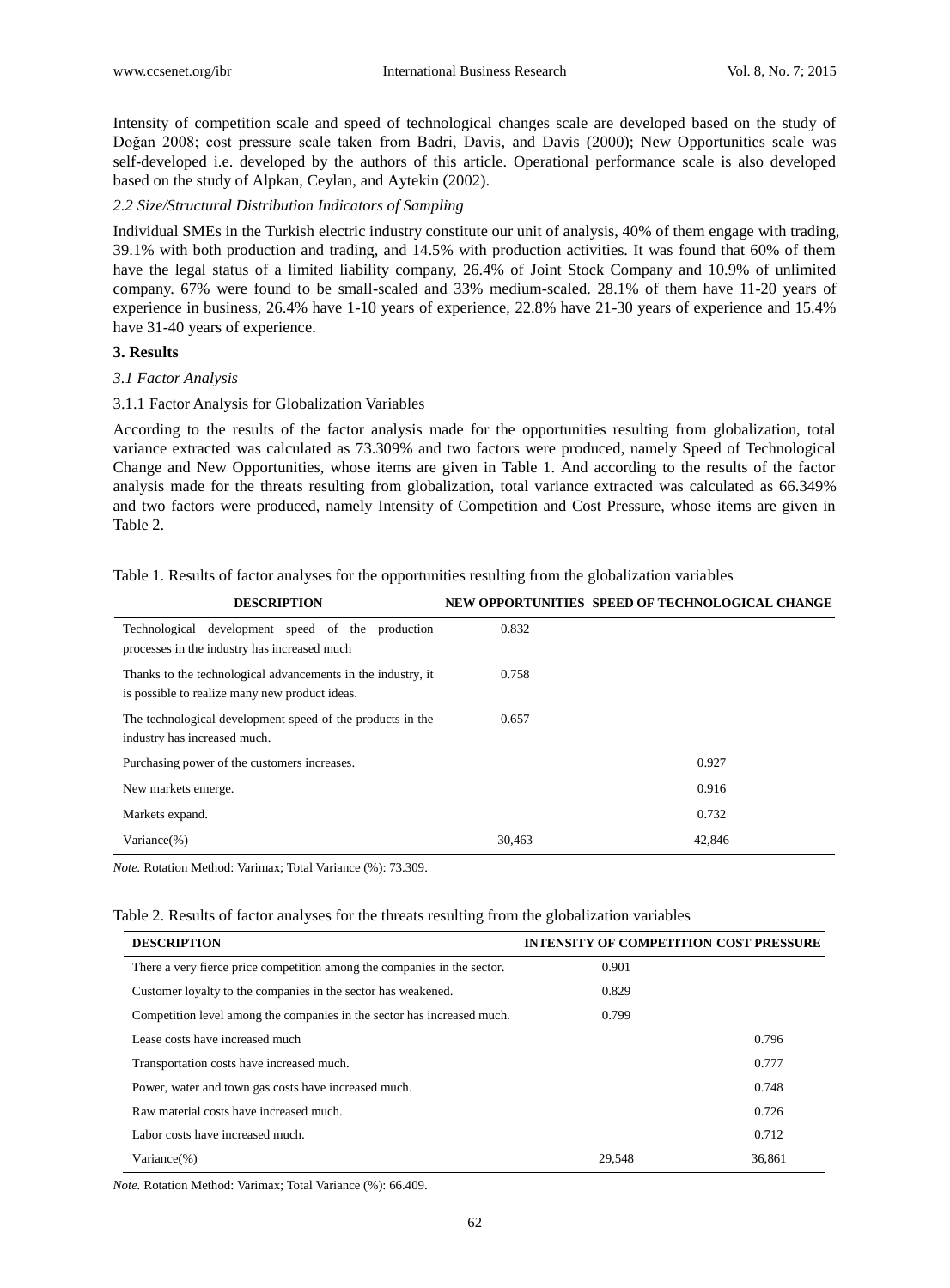Intensity of competition scale and speed of technological changes scale are developed based on the study of Doğan 2008; cost pressure scale taken from Badri, Davis, and Davis (2000); New Opportunities scale was self-developed i.e. developed by the authors of this article. Operational performance scale is also developed based on the study of Alpkan, Ceylan, and Aytekin (2002).

*2.2 Size/Structural Distribution Indicators of Sampling*

Individual SMEs in the Turkish electric industry constitute our unit of analysis, 40% of them engage with trading, 39.1% with both production and trading, and 14.5% with production activities. It was found that 60% of them have the legal status of a limited liability company, 26.4% of Joint Stock Company and 10.9% of unlimited company. 67% were found to be small-scaled and 33% medium-scaled. 28.1% of them have 11-20 years of experience in business, 26.4% have 1-10 years of experience, 22.8% have 21-30 years of experience and 15.4% have 31-40 years of experience.

## 3. Results

*3.1 Factor Analysis*

3.1.1 Factor Analysis for Globalization Variables

According to the results of the factor analysis made for the opportunities resulting from globalization, total variance extracted was calculated as 73.309% and two factors were produced, namely Speed of Technological Change and New Opportunities, whose items are given in Table 1. And according to the results of the factor analysis made for the threats resulting from globalization, total variance extracted was calculated as 66.349% and two factors were produced, namely Intensity of Competition and Cost Pressure, whose items are given in Table 2.

Table 1. Results of factor analyses for the opportunities resulting from the globalization variables

| DESCRIPTION | NEW OPPORTUNITIES | SPEED OF TECHNOLOGICAL CHANGE |
|---|---|---|
| Technological development speed of the production processes in the industry has increased much | 0.832 | |
| Thanks to the technological advancements in the industry, it is possible to realize many new product ideas. | 0.758 | |
| The technological development speed of the products in the industry has increased much. | 0.657 | |
| Purchasing power of the customers increases. | | 0.927 |
| New markets emerge. | | 0.916 |
| Markets expand. | | 0.732 |
| Variance(%) | 30,463 | 42,846 |

*Note.* Rotation Method: Varimax; Total Variance (%): 73.309.

Table 2. Results of factor analyses for the threats resulting from the globalization variables

| DESCRIPTION | INTENSITY OF COMPETITION | COST PRESSURE |
|---|---|---|
| There a very fierce price competition among the companies in the sector. | 0.901 | |
| Customer loyalty to the companies in the sector has weakened. | 0.829 | |
| Competition level among the companies in the sector has increased much. | 0.799 | |
| Lease costs have increased much | | 0.796 |
| Transportation costs have increased much. | | 0.777 |
| Power, water and town gas costs have increased much. | | 0.748 |
| Raw material costs have increased much. | | 0.726 |
| Labor costs have increased much. | | 0.712 |
| Variance(%) | 29,548 | 36,861 |

*Note.* Rotation Method: Varimax; Total Variance (%): 66.409.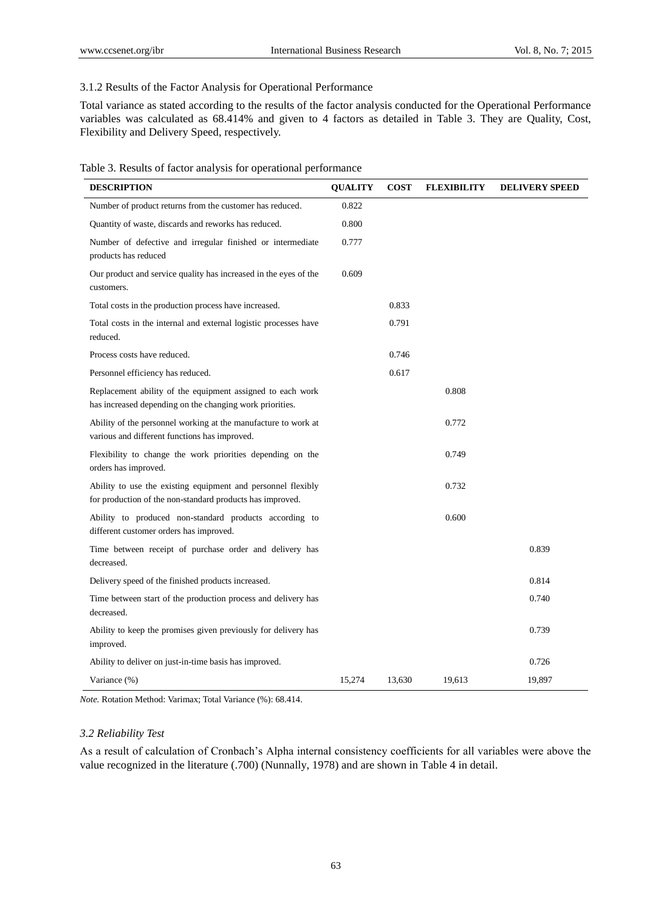### 3.1.2 Results of the Factor Analysis for Operational Performance

Total variance as stated according to the results of the factor analysis conducted for the Operational Performance variables was calculated as 68.414% and given to 4 factors as detailed in Table 3. They are Quality, Cost, Flexibility and Delivery Speed, respectively.

Table 3. Results of factor analysis for operational performance

| DESCRIPTION | QUALITY | COST | FLEXIBILITY | DELIVERY SPEED |
|---|---|---|---|---|
| Number of product returns from the customer has reduced. | 0.822 | | | |
| Quantity of waste, discards and reworks has reduced. | 0.800 | | | |
| Number of defective and irregular finished or intermediate products has reduced | 0.777 | | | |
| Our product and service quality has increased in the eyes of the customers. | 0.609 | | | |
| Total costs in the production process have increased. | | 0.833 | | |
| Total costs in the internal and external logistic processes have reduced. | | 0.791 | | |
| Process costs have reduced. | | 0.746 | | |
| Personnel efficiency has reduced. | | 0.617 | | |
| Replacement ability of the equipment assigned to each work has increased depending on the changing work priorities. | | | 0.808 | |
| Ability of the personnel working at the manufacture to work at various and different functions has improved. | | | 0.772 | |
| Flexibility to change the work priorities depending on the orders has improved. | | | 0.749 | |
| Ability to use the existing equipment and personnel flexibly for production of the non-standard products has improved. | | | 0.732 | |
| Ability to produced non-standard products according to different customer orders has improved. | | | 0.600 | |
| Time between receipt of purchase order and delivery has decreased. | | | | 0.839 |
| Delivery speed of the finished products increased. | | | | 0.814 |
| Time between start of the production process and delivery has decreased. | | | | 0.740 |
| Ability to keep the promises given previously for delivery has improved. | | | | 0.739 |
| Ability to deliver on just-in-time basis has improved. | | | | 0.726 |
| Variance (%) | 15,274 | 13,630 | 19,613 | 19,897 |

*Note.* Rotation Method: Varimax; Total Variance (%): 68.414.

### *3.2 Reliability Test*

As a result of calculation of Cronbach's Alpha internal consistency coefficients for all variables were above the value recognized in the literature (.700) (Nunnally, 1978) and are shown in Table 4 in detail.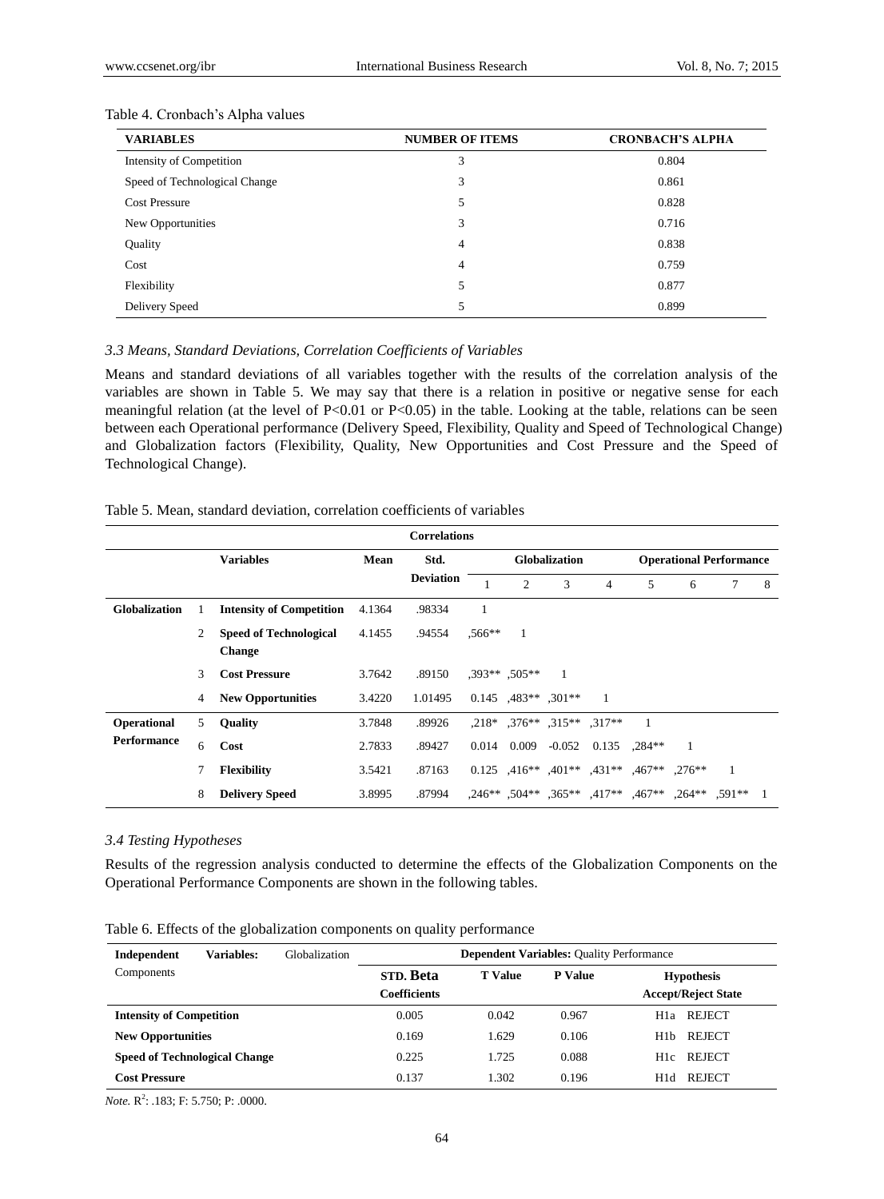Table 4. Cronbach's Alpha values

| VARIABLES | NUMBER OF ITEMS | CRONBACH'S ALPHA |
|---|---|---|
| Intensity of Competition | 3 | 0.804 |
| Speed of Technological Change | 3 | 0.861 |
| Cost Pressure | 5 | 0.828 |
| New Opportunities | 3 | 0.716 |
| Quality | 4 | 0.838 |
| Cost | 4 | 0.759 |
| Flexibility | 5 | 0.877 |
| Delivery Speed | 5 | 0.899 |

### *3.3 Means, Standard Deviations, Correlation Coefficients of Variables*

Means and standard deviations of all variables together with the results of the correlation analysis of the variables are shown in Table 5. We may say that there is a relation in positive or negative sense for each meaningful relation (at the level of $P<0.01$ or $P<0.05$) in the table. Looking at the table, relations can be seen between each Operational performance (Delivery Speed, Flexibility, Quality and Speed of Technological Change) and Globalization factors (Flexibility, Quality, New Opportunities and Cost Pressure and the Speed of Technological Change).

Table 5. Mean, standard deviation, correlation coefficients of variables

| Correlations | | | | | | | | | | | | |
|---|---|---|---|---|---|---|---|---|---|---|---|---|
| | | **Variables** | **Mean** | **Std. Deviation** | **Globalization** | | | | **Operational Performance** | | | |
| | | | | | 1 | 2 | 3 | 4 | 5 | 6 | 7 | 8 |
| **Globalization** | 1 | **Intensity of Competition** | 4.1364 | .98334 | 1 | | | | | | | |
| | 2 | **Speed of Technological Change** | 4.1455 | .94554 | ,566** | 1 | | | | | | |
| | 3 | **Cost Pressure** | 3.7642 | .89150 | ,393** | ,505** | 1 | | | | | |
| | 4 | **New Opportunities** | 3.4220 | 1.01495 | 0.145 | ,483** | ,301** | 1 | | | | |
| **Operational Performance** | 5 | **Quality** | 3.7848 | .89926 | ,218* | ,376** | ,315** | ,317** | 1 | | | |
| | 6 | **Cost** | 2.7833 | .89427 | 0.014 | 0.009 | -0.052 | 0.135 | ,284** | 1 | | |
| | 7 | **Flexibility** | 3.5421 | .87163 | 0.125 | ,416** | ,401** | ,431** | ,467** | ,276** | 1 | |
| | 8 | **Delivery Speed** | 3.8995 | .87994 | ,246** | ,504** | ,365** | ,417** | ,467** | ,264** | ,591** | 1 |

### *3.4 Testing Hypotheses*

Results of the regression analysis conducted to determine the effects of the Globalization Components on the Operational Performance Components are shown in the following tables.

Table 6. Effects of the globalization components on quality performance

| **Independent Variables:** Globalization Components | **Dependent Variables:** Quality Performance | | | |
|---|---|---|---|---|
| | **STD. Beta Coefficients** | **T Value** | **P Value** | **Hypothesis Accept/Reject State** |
| **Intensity of Competition** | 0.005 | 0.042 | 0.967 | H1a REJECT |
| **New Opportunities** | 0.169 | 1.629 | 0.106 | H1b REJECT |
| **Speed of Technological Change** | 0.225 | 1.725 | 0.088 | H1c REJECT |
| **Cost Pressure** | 0.137 | 1.302 | 0.196 | H1d REJECT |

*Note.* $R^2$: .183; F: 5.750; P: .0000.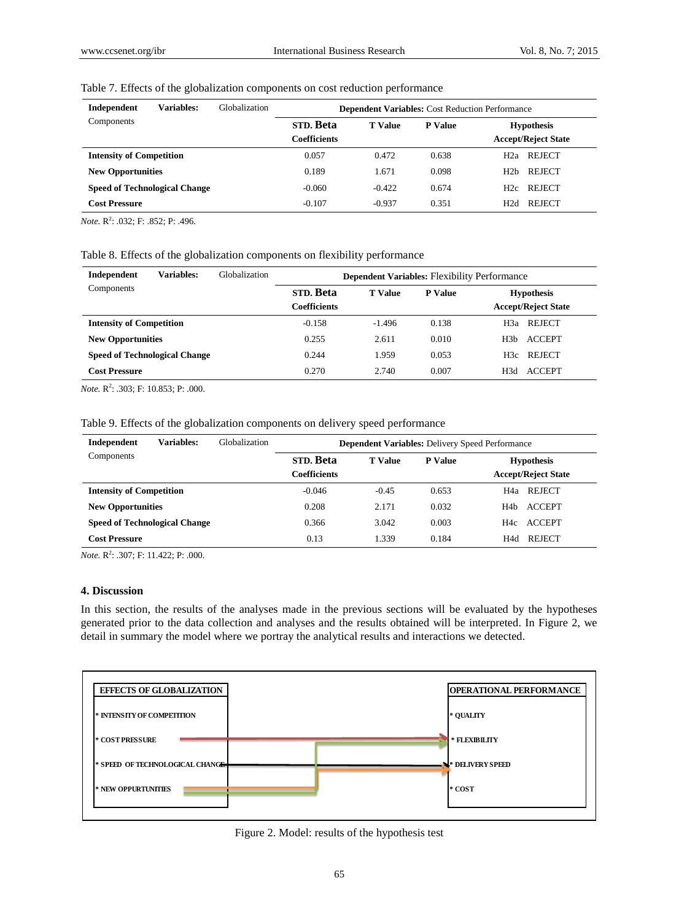Table 7. Effects of the globalization components on cost reduction performance

| Independent Variables: Globalization Components | Dependent Variables: Cost Reduction Performance | | | |
|---|---|---|---|---|
| | STD. Beta Coefficients | T Value | P Value | Hypothesis Accept/Reject State |
| **Intensity of Competition** | 0.057 | 0.472 | 0.638 | H2a REJECT |
| **New Opportunities** | 0.189 | 1.671 | 0.098 | H2b REJECT |
| **Speed of Technological Change** | -0.060 | -0.422 | 0.674 | H2c REJECT |
| **Cost Pressure** | -0.107 | -0.937 | 0.351 | H2d REJECT |

*Note.* $R^2$: .032; F: .852; P: .496.

Table 8. Effects of the globalization components on flexibility performance

| Independent Variables: Globalization Components | Dependent Variables: Flexibility Performance | | | |
|---|---|---|---|---|
| | STD. Beta Coefficients | T Value | P Value | Hypothesis Accept/Reject State |
| **Intensity of Competition** | -0.158 | -1.496 | 0.138 | H3a REJECT |
| **New Opportunities** | 0.255 | 2.611 | 0.010 | H3b ACCEPT |
| **Speed of Technological Change** | 0.244 | 1.959 | 0.053 | H3c REJECT |
| **Cost Pressure** | 0.270 | 2.740 | 0.007 | H3d ACCEPT |

*Note.* $R^2$: .303; F: 10.853; P: .000.

Table 9. Effects of the globalization components on delivery speed performance

| Independent Variables: Globalization Components | Dependent Variables: Delivery Speed Performance | | | |
|---|---|---|---|---|
| | STD. Beta Coefficients | T Value | P Value | Hypothesis Accept/Reject State |
| **Intensity of Competition** | -0.046 | -0.45 | 0.653 | H4a REJECT |
| **New Opportunities** | 0.208 | 2.171 | 0.032 | H4b ACCEPT |
| **Speed of Technological Change** | 0.366 | 3.042 | 0.003 | H4c ACCEPT |
| **Cost Pressure** | 0.13 | 1.339 | 0.184 | H4d REJECT |

*Note.* $R^2$: .307; F: 11.422; P: .000.

## 4. Discussion

In this section, the results of the analyses made in the previous sections will be evaluated by the hypotheses generated prior to the data collection and analyses and the results obtained will be interpreted. In Figure 2, we detail in summary the model where we portray the analytical results and interactions we detected.

EFFECTS OF GLOBALIZATION
* INTENSITY OF COMPETITION
* COST PRESSURE
* SPEED OF TECHNOLOGICAL CHANGE
* NEW OPPURTUNITIES

OPERATIONAL PERFORMANCE
* QUALITY
* FLEXIBILITY
* DELIVERY SPEED
* COST

Figure 2. Model: results of the hypothesis test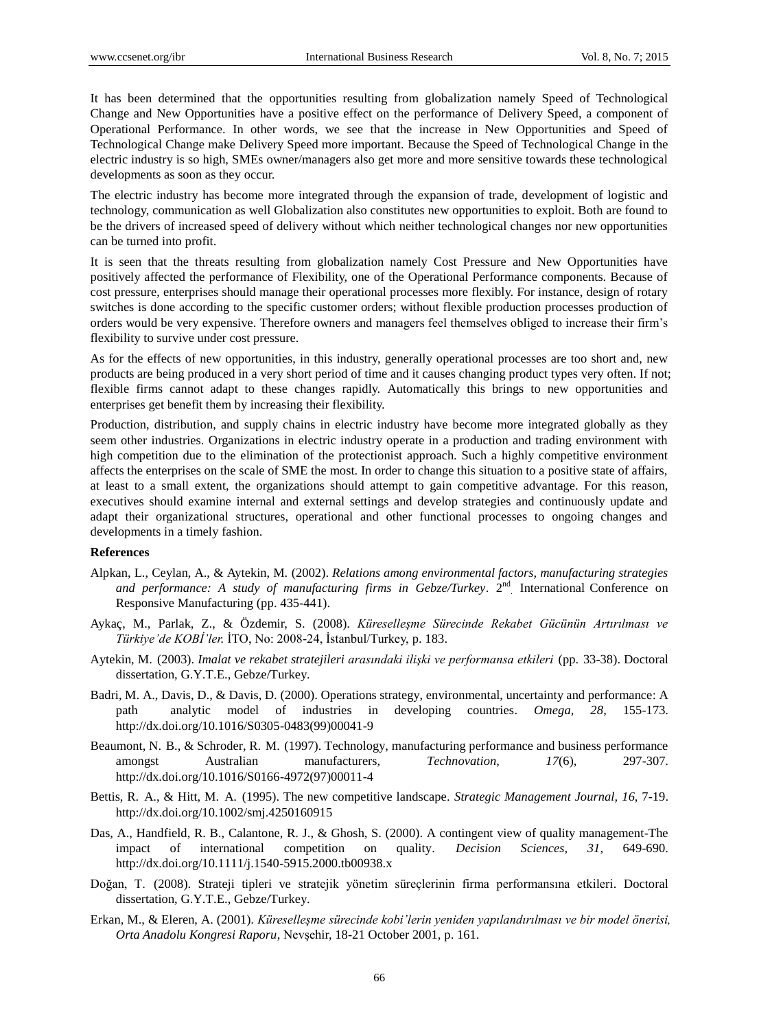It has been determined that the opportunities resulting from globalization namely Speed of Technological Change and New Opportunities have a positive effect on the performance of Delivery Speed, a component of Operational Performance. In other words, we see that the increase in New Opportunities and Speed of Technological Change make Delivery Speed more important. Because the Speed of Technological Change in the electric industry is so high, SMEs owner/managers also get more and more sensitive towards these technological developments as soon as they occur.

The electric industry has become more integrated through the expansion of trade, development of logistic and technology, communication as well Globalization also constitutes new opportunities to exploit. Both are found to be the drivers of increased speed of delivery without which neither technological changes nor new opportunities can be turned into profit.

It is seen that the threats resulting from globalization namely Cost Pressure and New Opportunities have positively affected the performance of Flexibility, one of the Operational Performance components. Because of cost pressure, enterprises should manage their operational processes more flexibly. For instance, design of rotary switches is done according to the specific customer orders; without flexible production processes production of orders would be very expensive. Therefore owners and managers feel themselves obliged to increase their firm's flexibility to survive under cost pressure.

As for the effects of new opportunities, in this industry, generally operational processes are too short and, new products are being produced in a very short period of time and it causes changing product types very often. If not; flexible firms cannot adapt to these changes rapidly. Automatically this brings to new opportunities and enterprises get benefit them by increasing their flexibility.

Production, distribution, and supply chains in electric industry have become more integrated globally as they seem other industries. Organizations in electric industry operate in a production and trading environment with high competition due to the elimination of the protectionist approach. Such a highly competitive environment affects the enterprises on the scale of SME the most. In order to change this situation to a positive state of affairs, at least to a small extent, the organizations should attempt to gain competitive advantage. For this reason, executives should examine internal and external settings and develop strategies and continuously update and adapt their organizational structures, operational and other functional processes to ongoing changes and developments in a timely fashion.

## References

Alpkan, L., Ceylan, A., & Aytekin, M. (2002). *Relations among environmental factors, manufacturing strategies and performance: A study of manufacturing firms in Gebze/Turkey*. 2nd International Conference on Responsive Manufacturing (pp. 435-441).

Aykaç, M., Parlak, Z., & Özdemir, S. (2008). *Küreselleşme Sürecinde Rekabet Gücünün Artırılması ve Türkiye'de KOBİ'ler.* İTO, No: 2008-24, İstanbul/Turkey, p. 183.

Aytekin, M. (2003). *Imalat ve rekabet stratejileri arasındaki ilişki ve performansa etkileri* (pp. 33-38). Doctoral dissertation, G.Y.T.E., Gebze/Turkey.

Badri, M. A., Davis, D., & Davis, D. (2000). Operations strategy, environmental, uncertainty and performance: A path analytic model of industries in developing countries. *Omega, 28*, 155-173. http://dx.doi.org/10.1016/S0305-0483(99)00041-9

Beaumont, N. B., & Schroder, R. M. (1997). Technology, manufacturing performance and business performance amongst Australian manufacturers, *Technovation, 17*(6), 297-307. http://dx.doi.org/10.1016/S0166-4972(97)00011-4

Bettis, R. A., & Hitt, M. A. (1995). The new competitive landscape. *Strategic Management Journal, 16*, 7-19. http://dx.doi.org/10.1002/smj.4250160915

Das, A., Handfield, R. B., Calantone, R. J., & Ghosh, S. (2000). A contingent view of quality management-The impact of international competition on quality. *Decision Sciences, 31*, 649-690. http://dx.doi.org/10.1111/j.1540-5915.2000.tb00938.x

Doğan, T. (2008). Strateji tipleri ve stratejik yönetim süreçlerinin firma performansına etkileri. Doctoral dissertation, G.Y.T.E., Gebze/Turkey.

Erkan, M., & Eleren, A. (2001). *Küreselleşme sürecinde kobi'lerin yeniden yapılandırılması ve bir model önerisi, Orta Anadolu Kongresi Raporu*, Nevşehir, 18-21 October 2001, p. 161.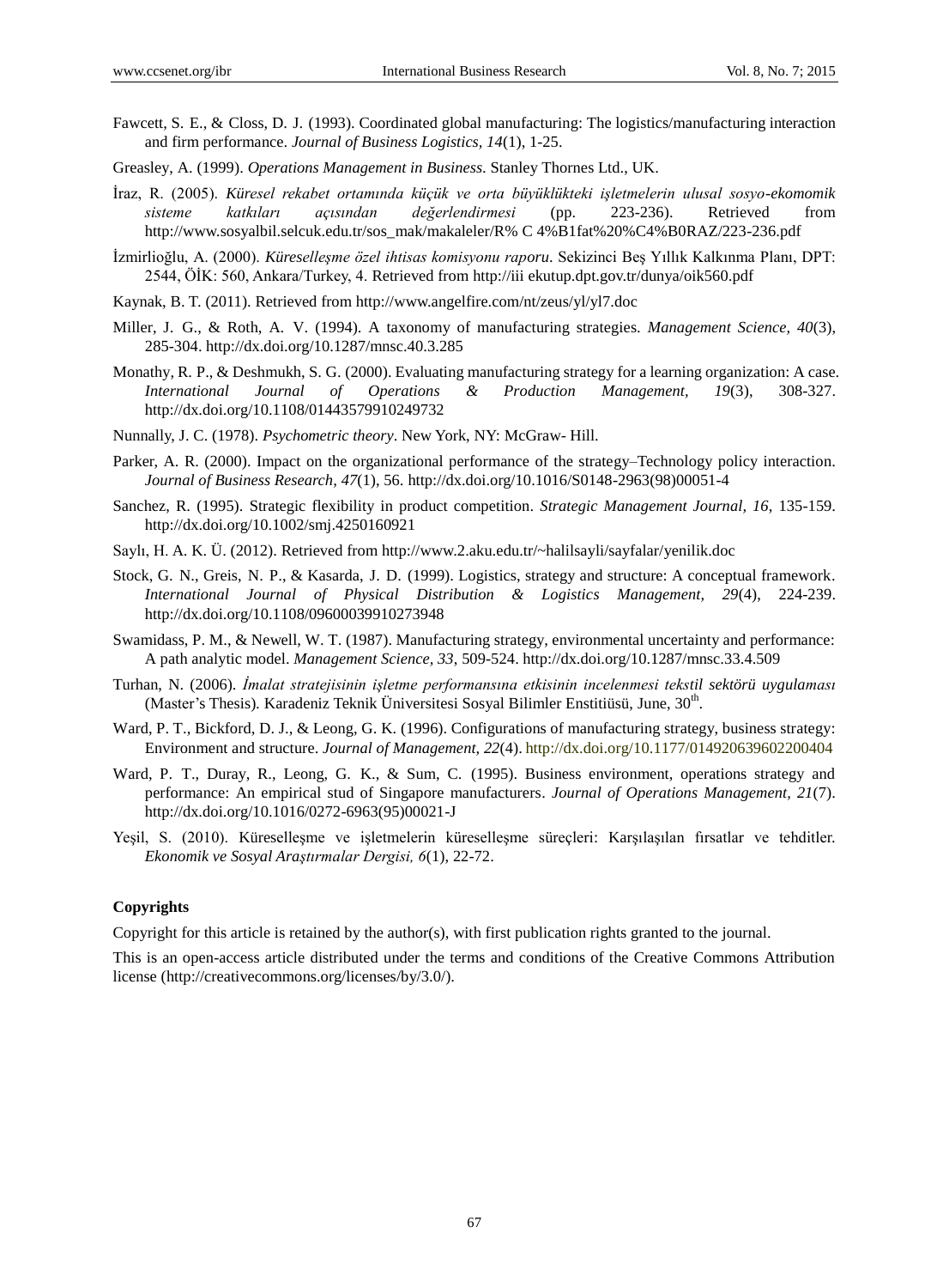Fawcett, S. E., & Closs, D. J. (1993). Coordinated global manufacturing: The logistics/manufacturing interaction and firm performance. *Journal of Business Logistics, 14*(1), 1-25.

Greasley, A. (1999). *Operations Management in Business*. Stanley Thornes Ltd., UK.

İraz, R. (2005). *Küresel rekabet ortamında küçük ve orta büyüklükteki işletmelerin ulusal sosyo-ekomomik sisteme katkıları açısından değerlendirmesi* (pp. 223-236). Retrieved from http://www.sosyalbil.selcuk.edu.tr/sos_mak/makaleler/R% C 4%B1fat%20%C4%B0RAZ/223-236.pdf

İzmirlioğlu, A. (2000). *Küreselleşme özel ihtisas komisyonu raporu*. Sekizinci Beş Yıllık Kalkınma Planı, DPT: 2544, ÖİK: 560, Ankara/Turkey, 4. Retrieved from http://iii ekutup.dpt.gov.tr/dunya/oik560.pdf

Kaynak, B. T. (2011). Retrieved from http://www.angelfire.com/nt/zeus/yl/yl7.doc

Miller, J. G., & Roth, A. V. (1994). A taxonomy of manufacturing strategies. *Management Science, 40*(3), 285-304. http://dx.doi.org/10.1287/mnsc.40.3.285

Monathy, R. P., & Deshmukh, S. G. (2000). Evaluating manufacturing strategy for a learning organization: A case. *International Journal of Operations & Production Management, 19*(3), 308-327. http://dx.doi.org/10.1108/01443579910249732

Nunnally, J. C. (1978). *Psychometric theory*. New York, NY: McGraw- Hill.

Parker, A. R. (2000). Impact on the organizational performance of the strategy–Technology policy interaction. *Journal of Business Research, 47*(1), 56. http://dx.doi.org/10.1016/S0148-2963(98)00051-4

Sanchez, R. (1995). Strategic flexibility in product competition. *Strategic Management Journal, 16*, 135-159. http://dx.doi.org/10.1002/smj.4250160921

Saylı, H. A. K. Ü. (2012). Retrieved from http://www.2.aku.edu.tr/~halilsayli/sayfalar/yenilik.doc

Stock, G. N., Greis, N. P., & Kasarda, J. D. (1999). Logistics, strategy and structure: A conceptual framework. *International Journal of Physical Distribution & Logistics Management, 29*(4), 224-239. http://dx.doi.org/10.1108/09600039910273948

Swamidass, P. M., & Newell, W. T. (1987). Manufacturing strategy, environmental uncertainty and performance: A path analytic model. *Management Science, 33*, 509-524. http://dx.doi.org/10.1287/mnsc.33.4.509

Turhan, N. (2006). *İmalat stratejisinin işletme performansına etkisinin incelenmesi tekstil sektörü uygulaması* (Master's Thesis). Karadeniz Teknik Üniversitesi Sosyal Bilimler Enstitiüsü, June, 30th.

Ward, P. T., Bickford, D. J., & Leong, G. K. (1996). Configurations of manufacturing strategy, business strategy: Environment and structure. *Journal of Management, 22*(4). http://dx.doi.org/10.1177/014920639602200404

Ward, P. T., Duray, R., Leong, G. K., & Sum, C. (1995). Business environment, operations strategy and performance: An empirical stud of Singapore manufacturers. *Journal of Operations Management, 21*(7). http://dx.doi.org/10.1016/0272-6963(95)00021-J

Yeşil, S. (2010). Küreselleşme ve işletmelerin küreselleşme süreçleri: Karşılaşılan fırsatlar ve tehditler. *Ekonomik ve Sosyal Araştırmalar Dergisi, 6*(1), 22-72.

## Copyrights

Copyright for this article is retained by the author(s), with first publication rights granted to the journal.

This is an open-access article distributed under the terms and conditions of the Creative Commons Attribution license (http://creativecommons.org/licenses/by/3.0/).